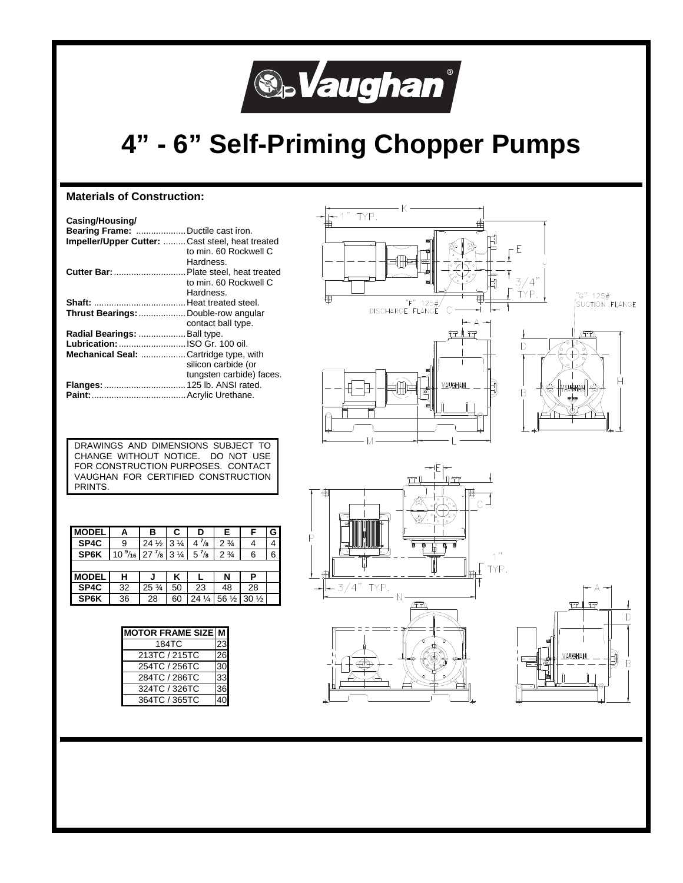# Vaughan®

# 4" - 6" Self-Priming Chopper Pumps

## Materials of Construction:

**Casing/Housing/**
**Bearing Frame:** .................... Ductile cast iron.
**Impeller/Upper Cutter:** ......... Cast steel, heat treated to min. 60 Rockwell C Hardness.
**Cutter Bar:** ............................ Plate steel, heat treated to min. 60 Rockwell C Hardness.
**Shaft:** .................................... Heat treated steel.
**Thrust Bearings:** ................... Double-row angular contact ball type.
**Radial Bearings:** ................... Ball type.
**Lubrication:** ........................... ISO Gr. 100 oil.
**Mechanical Seal:** .................. Cartridge type, with silicon carbide (or tungsten carbide) faces.
**Flanges:** ................................. 125 lb. ANSI rated.
**Paint:** ..................................... Acrylic Urethane.

DRAWINGS AND DIMENSIONS SUBJECT TO CHANGE WITHOUT NOTICE. DO NOT USE FOR CONSTRUCTION PURPOSES. CONTACT VAUGHAN FOR CERTIFIED CONSTRUCTION PRINTS.

| MODEL | A | B | C | D | E | F | G |
|---|---|---|---|---|---|---|---|
| SP4C | 9 | 24 ½ | 3 ¼ | 4 ⅞ | 2 ¾ | 4 | 4 |
| SP6K | 10 9/16 | 27 ⅞ | 3 ¼ | 5 ⅞ | 2 ¾ | 6 | 6 |
| MODEL | H | J | K | L | N | P | |
| SP4C | 32 | 25 ¾ | 50 | 23 | 48 | 28 | |
| SP6K | 36 | 28 | 60 | 24 ¼ | 56 ½ | 30 ½ | |

| MOTOR FRAME SIZE | M |
|---|---|
| 184TC | 23 |
| 213TC / 215TC | 26 |
| 254TC / 256TC | 30 |
| 284TC / 286TC | 33 |
| 324TC / 326TC | 36 |
| 364TC / 365TC | 40 |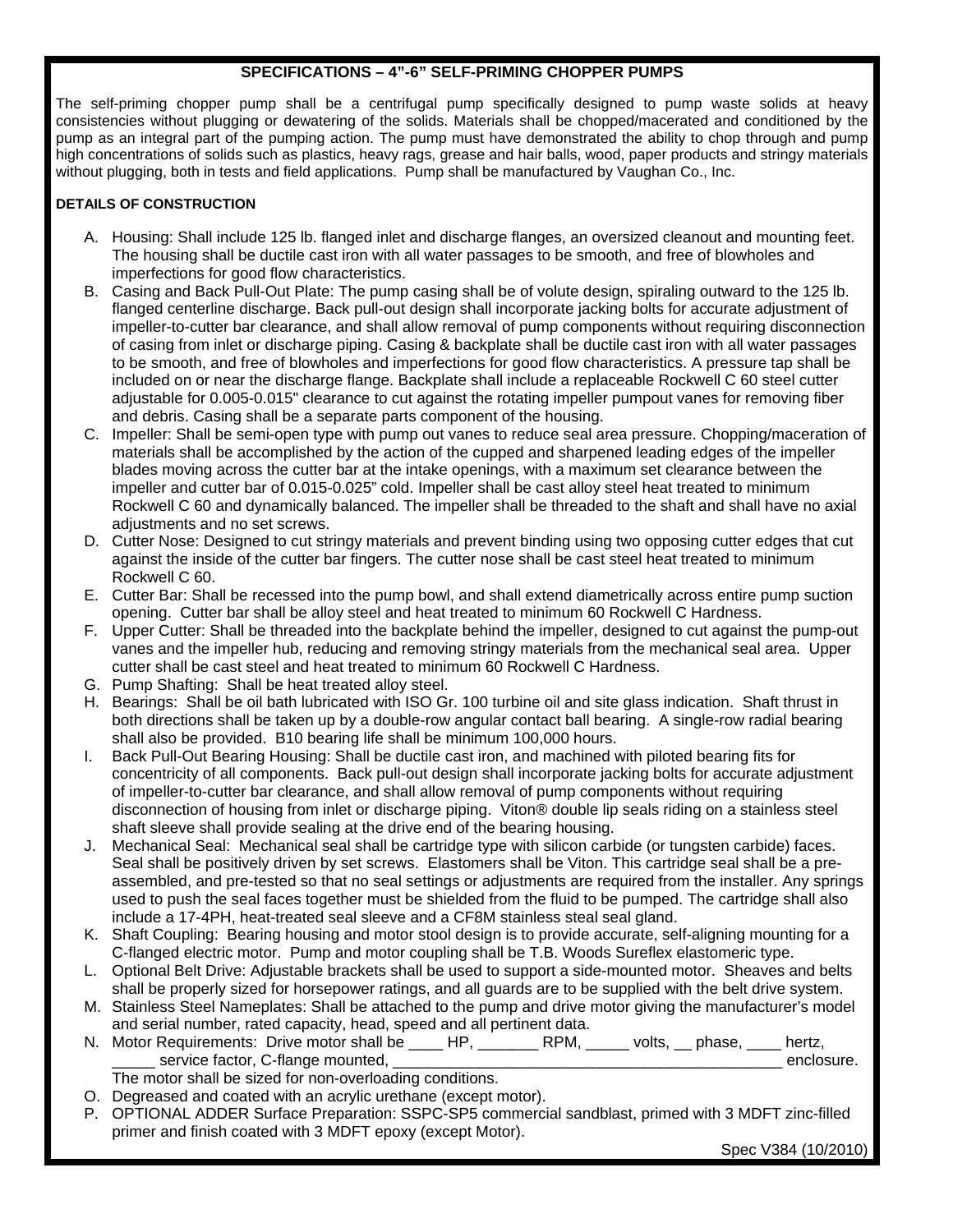## SPECIFICATIONS – 4"-6" SELF-PRIMING CHOPPER PUMPS

The self-priming chopper pump shall be a centrifugal pump specifically designed to pump waste solids at heavy consistencies without plugging or dewatering of the solids. Materials shall be chopped/macerated and conditioned by the pump as an integral part of the pumping action. The pump must have demonstrated the ability to chop through and pump high concentrations of solids such as plastics, heavy rags, grease and hair balls, wood, paper products and stringy materials without plugging, both in tests and field applications. Pump shall be manufactured by Vaughan Co., Inc.

**DETAILS OF CONSTRUCTION**

A. Housing: Shall include 125 lb. flanged inlet and discharge flanges, an oversized cleanout and mounting feet. The housing shall be ductile cast iron with all water passages to be smooth, and free of blowholes and imperfections for good flow characteristics.

B. Casing and Back Pull-Out Plate: The pump casing shall be of volute design, spiraling outward to the 125 lb. flanged centerline discharge. Back pull-out design shall incorporate jacking bolts for accurate adjustment of impeller-to-cutter bar clearance, and shall allow removal of pump components without requiring disconnection of casing from inlet or discharge piping. Casing & backplate shall be ductile cast iron with all water passages to be smooth, and free of blowholes and imperfections for good flow characteristics. A pressure tap shall be included on or near the discharge flange. Backplate shall include a replaceable Rockwell C 60 steel cutter adjustable for 0.005-0.015" clearance to cut against the rotating impeller pumpout vanes for removing fiber and debris. Casing shall be a separate parts component of the housing.

C. Impeller: Shall be semi-open type with pump out vanes to reduce seal area pressure. Chopping/maceration of materials shall be accomplished by the action of the cupped and sharpened leading edges of the impeller blades moving across the cutter bar at the intake openings, with a maximum set clearance between the impeller and cutter bar of 0.015-0.025" cold. Impeller shall be cast alloy steel heat treated to minimum Rockwell C 60 and dynamically balanced. The impeller shall be threaded to the shaft and shall have no axial adjustments and no set screws.

D. Cutter Nose: Designed to cut stringy materials and prevent binding using two opposing cutter edges that cut against the inside of the cutter bar fingers. The cutter nose shall be cast steel heat treated to minimum Rockwell C 60.

E. Cutter Bar: Shall be recessed into the pump bowl, and shall extend diametrically across entire pump suction opening. Cutter bar shall be alloy steel and heat treated to minimum 60 Rockwell C Hardness.

F. Upper Cutter: Shall be threaded into the backplate behind the impeller, designed to cut against the pump-out vanes and the impeller hub, reducing and removing stringy materials from the mechanical seal area. Upper cutter shall be cast steel and heat treated to minimum 60 Rockwell C Hardness.

G. Pump Shafting: Shall be heat treated alloy steel.

H. Bearings: Shall be oil bath lubricated with ISO Gr. 100 turbine oil and site glass indication. Shaft thrust in both directions shall be taken up by a double-row angular contact ball bearing. A single-row radial bearing shall also be provided. B10 bearing life shall be minimum 100,000 hours.

I. Back Pull-Out Bearing Housing: Shall be ductile cast iron, and machined with piloted bearing fits for concentricity of all components. Back pull-out design shall incorporate jacking bolts for accurate adjustment of impeller-to-cutter bar clearance, and shall allow removal of pump components without requiring disconnection of housing from inlet or discharge piping. Viton® double lip seals riding on a stainless steel shaft sleeve shall provide sealing at the drive end of the bearing housing.

J. Mechanical Seal: Mechanical seal shall be cartridge type with silicon carbide (or tungsten carbide) faces. Seal shall be positively driven by set screws. Elastomers shall be Viton. This cartridge seal shall be a pre-assembled, and pre-tested so that no seal settings or adjustments are required from the installer. Any springs used to push the seal faces together must be shielded from the fluid to be pumped. The cartridge shall also include a 17-4PH, heat-treated seal sleeve and a CF8M stainless steal seal gland.

K. Shaft Coupling: Bearing housing and motor stool design is to provide accurate, self-aligning mounting for a C-flanged electric motor. Pump and motor coupling shall be T.B. Woods Sureflex elastomeric type.

L. Optional Belt Drive: Adjustable brackets shall be used to support a side-mounted motor. Sheaves and belts shall be properly sized for horsepower ratings, and all guards are to be supplied with the belt drive system.

M. Stainless Steel Nameplates: Shall be attached to the pump and drive motor giving the manufacturer's model and serial number, rated capacity, head, speed and all pertinent data.

N. Motor Requirements: Drive motor shall be ____ HP, _______ RPM, _____ volts, __ phase, ____ hertz, _____ service factor, C-flange mounted, ______________________________________________ enclosure. The motor shall be sized for non-overloading conditions.

O. Degreased and coated with an acrylic urethane (except motor).

P. OPTIONAL ADDER Surface Preparation: SSPC-SP5 commercial sandblast, primed with 3 MDFT zinc-filled primer and finish coated with 3 MDFT epoxy (except Motor).

Spec V384 (10/2010)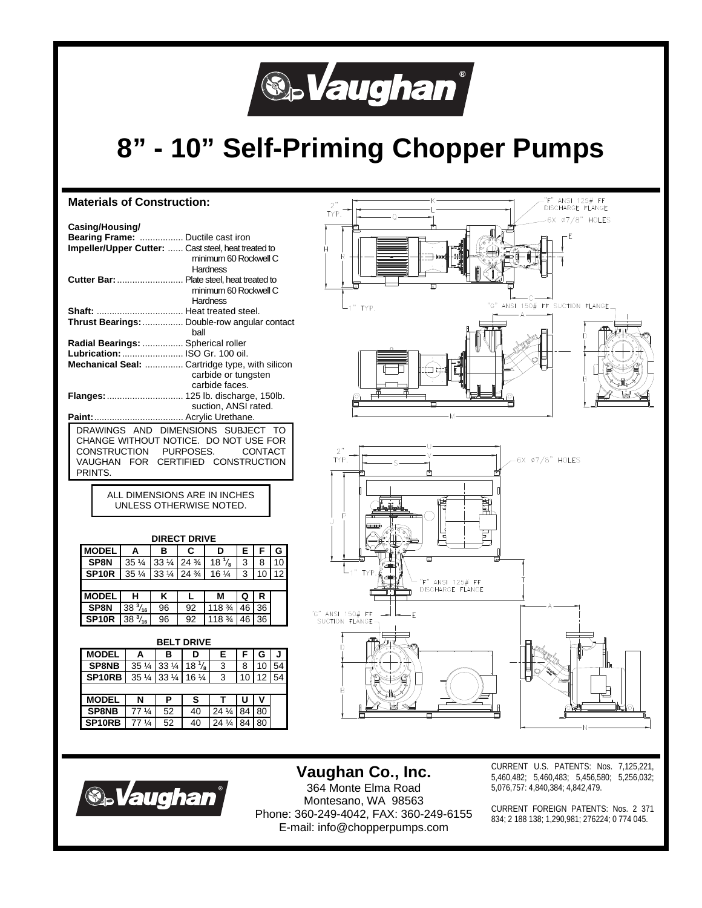# 8" - 10" Self-Priming Chopper Pumps

## Materials of Construction:

**Casing/Housing/**
**Bearing Frame:** ................. Ductile cast iron
**Impeller/Upper Cutter:** ...... Cast steel, heat treated to minimum 60 Rockwell C Hardness
**Cutter Bar:** .......................... Plate steel, heat treated to minimum 60 Rockwell C Hardness
**Shaft:** .................................. Heat treated steel.
**Thrust Bearings:** ................ Double-row angular contact ball
**Radial Bearings:** ................ Spherical roller
**Lubrication:** ........................ ISO Gr. 100 oil.
**Mechanical Seal:** ............... Cartridge type, with silicon carbide or tungsten carbide faces.
**Flanges:** .............................. 125 lb. discharge, 150lb. suction, ANSI rated.
**Paint:** ................................... Acrylic Urethane.

DRAWINGS AND DIMENSIONS SUBJECT TO CHANGE WITHOUT NOTICE. DO NOT USE FOR CONSTRUCTION PURPOSES. CONTACT VAUGHAN FOR CERTIFIED CONSTRUCTION PRINTS.

ALL DIMENSIONS ARE IN INCHES UNLESS OTHERWISE NOTED.

**DIRECT DRIVE**

| MODEL | A | B | C | D | E | F | G |
|---|---|---|---|---|---|---|---|
| SP8N | 35 ¼ | 33 ¼ | 24 ¾ | 18 ⅛ | 3 | 8 | 10 |
| SP10R | 35 ¼ | 33 ¼ | 24 ¾ | 16 ¼ | 3 | 10 | 12 |
| **MODEL** | **H** | **K** | **L** | **M** | **Q** | **R** | |
| SP8N | 38 $^{3}/_{16}$ | 96 | 92 | 118 ¾ | 46 | 36 | |
| SP10R | 38 $^{3}/_{16}$ | 96 | 92 | 118 ¾ | 46 | 36 | |

**BELT DRIVE**

| MODEL | A | B | D | E | F | G | J |
|---|---|---|---|---|---|---|---|
| SP8NB | 35 ¼ | 33 ¼ | 18 ⅛ | 3 | 8 | 10 | 54 |
| SP10RB | 35 ¼ | 33 ¼ | 16 ¼ | 3 | 10 | 12 | 54 |
| **MODEL** | **N** | **P** | **S** | **T** | **U** | **V** | |
| SP8NB | 77 ¼ | 52 | 40 | 24 ¼ | 84 | 80 | |
| SP10RB | 77 ¼ | 52 | 40 | 24 ¼ | 84 | 80 | |

## Vaughan Co., Inc.

364 Monte Elma Road
Montesano, WA 98563
Phone: 360-249-4042, FAX: 360-249-6155
E-mail: info@chopperpumps.com

CURRENT U.S. PATENTS: Nos. 7,125,221, 5,460,482; 5,460,483; 5,456,580; 5,256,032; 5,076,757: 4,840,384; 4,842,479.

CURRENT FOREIGN PATENTS: Nos. 2 371 834; 2 188 138; 1,290,981; 276224; 0 774 045.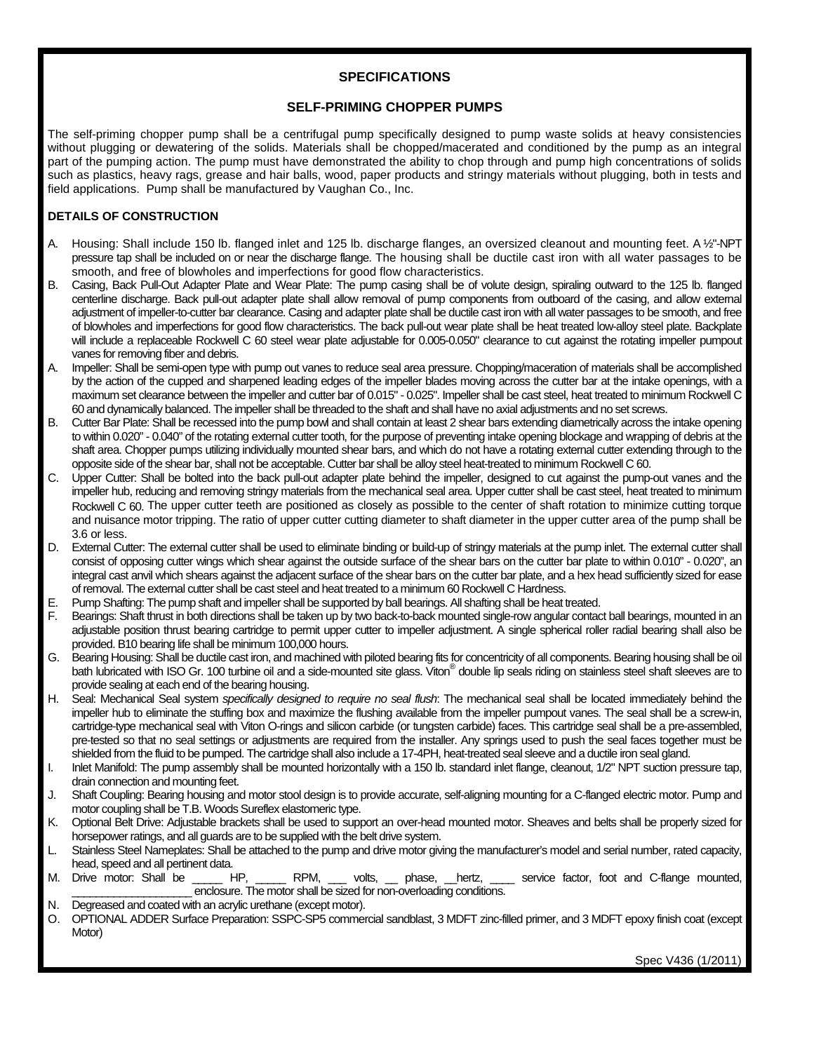## SPECIFICATIONS

### SELF-PRIMING CHOPPER PUMPS

The self-priming chopper pump shall be a centrifugal pump specifically designed to pump waste solids at heavy consistencies without plugging or dewatering of the solids. Materials shall be chopped/macerated and conditioned by the pump as an integral part of the pumping action. The pump must have demonstrated the ability to chop through and pump high concentrations of solids such as plastics, heavy rags, grease and hair balls, wood, paper products and stringy materials without plugging, both in tests and field applications. Pump shall be manufactured by Vaughan Co., Inc.

**DETAILS OF CONSTRUCTION**

A. Housing: Shall include 150 lb. flanged inlet and 125 lb. discharge flanges, an oversized cleanout and mounting feet. A ½"-NPT pressure tap shall be included on or near the discharge flange. The housing shall be ductile cast iron with all water passages to be smooth, and free of blowholes and imperfections for good flow characteristics.

B. Casing, Back Pull-Out Adapter Plate and Wear Plate: The pump casing shall be of volute design, spiraling outward to the 125 lb. flanged centerline discharge. Back pull-out adapter plate shall allow removal of pump components from outboard of the casing, and allow external adjustment of impeller-to-cutter bar clearance. Casing and adapter plate shall be ductile cast iron with all water passages to be smooth, and free of blowholes and imperfections for good flow characteristics. The back pull-out wear plate shall be heat treated low-alloy steel plate. Backplate will include a replaceable Rockwell C 60 steel wear plate adjustable for 0.005-0.050" clearance to cut against the rotating impeller pumpout vanes for removing fiber and debris.

A. Impeller: Shall be semi-open type with pump out vanes to reduce seal area pressure. Chopping/maceration of materials shall be accomplished by the action of the cupped and sharpened leading edges of the impeller blades moving across the cutter bar at the intake openings, with a maximum set clearance between the impeller and cutter bar of 0.015" - 0.025". Impeller shall be cast steel, heat treated to minimum Rockwell C 60 and dynamically balanced. The impeller shall be threaded to the shaft and shall have no axial adjustments and no set screws.

B. Cutter Bar Plate: Shall be recessed into the pump bowl and shall contain at least 2 shear bars extending diametrically across the intake opening to within 0.020" - 0.040" of the rotating external cutter tooth, for the purpose of preventing intake opening blockage and wrapping of debris at the shaft area. Chopper pumps utilizing individually mounted shear bars, and which do not have a rotating external cutter extending through to the opposite side of the shear bar, shall not be acceptable. Cutter bar shall be alloy steel heat-treated to minimum Rockwell C 60.

C. Upper Cutter: Shall be bolted into the back pull-out adapter plate behind the impeller, designed to cut against the pump-out vanes and the impeller hub, reducing and removing stringy materials from the mechanical seal area. Upper cutter shall be cast steel, heat treated to minimum Rockwell C 60. The upper cutter teeth are positioned as closely as possible to the center of shaft rotation to minimize cutting torque and nuisance motor tripping. The ratio of upper cutter cutting diameter to shaft diameter in the upper cutter area of the pump shall be 3.6 or less.

D. External Cutter: The external cutter shall be used to eliminate binding or build-up of stringy materials at the pump inlet. The external cutter shall consist of opposing cutter wings which shear against the outside surface of the shear bars on the cutter bar plate to within 0.010" - 0.020", an integral cast anvil which shears against the adjacent surface of the shear bars on the cutter bar plate, and a hex head sufficiently sized for ease of removal. The external cutter shall be cast steel and heat treated to a minimum 60 Rockwell C Hardness.

E. Pump Shafting: The pump shaft and impeller shall be supported by ball bearings. All shafting shall be heat treated.

F. Bearings: Shaft thrust in both directions shall be taken up by two back-to-back mounted single-row angular contact ball bearings, mounted in an adjustable position thrust bearing cartridge to permit upper cutter to impeller adjustment. A single spherical roller radial bearing shall also be provided. B10 bearing life shall be minimum 100,000 hours.

G. Bearing Housing: Shall be ductile cast iron, and machined with piloted bearing fits for concentricity of all components. Bearing housing shall be oil bath lubricated with ISO Gr. 100 turbine oil and a side-mounted site glass. Viton® double lip seals riding on stainless steel shaft sleeves are to provide sealing at each end of the bearing housing.

H. Seal: Mechanical Seal system *specifically designed to require no seal flush*: The mechanical seal shall be located immediately behind the impeller hub to eliminate the stuffing box and maximize the flushing available from the impeller pumpout vanes. The seal shall be a screw-in, cartridge-type mechanical seal with Viton O-rings and silicon carbide (or tungsten carbide) faces. This cartridge seal shall be a pre-assembled, pre-tested so that no seal settings or adjustments are required from the installer. Any springs used to push the seal faces together must be shielded from the fluid to be pumped. The cartridge shall also include a 17-4PH, heat-treated seal sleeve and a ductile iron seal gland.

I. Inlet Manifold: The pump assembly shall be mounted horizontally with a 150 lb. standard inlet flange, cleanout, 1/2" NPT suction pressure tap, drain connection and mounting feet.

J. Shaft Coupling: Bearing housing and motor stool design is to provide accurate, self-aligning mounting for a C-flanged electric motor. Pump and motor coupling shall be T.B. Woods Sureflex elastomeric type.

K. Optional Belt Drive: Adjustable brackets shall be used to support an over-head mounted motor. Sheaves and belts shall be properly sized for horsepower ratings, and all guards are to be supplied with the belt drive system.

L. Stainless Steel Nameplates: Shall be attached to the pump and drive motor giving the manufacturer's model and serial number, rated capacity, head, speed and all pertinent data.

M. Drive motor: Shall be _____ HP, _____ RPM, ___ volts, __ phase, __hertz, ____ service factor, foot and C-flange mounted, ___________________ enclosure. The motor shall be sized for non-overloading conditions.

N. Degreased and coated with an acrylic urethane (except motor).

O. OPTIONAL ADDER Surface Preparation: SSPC-SP5 commercial sandblast, 3 MDFT zinc-filled primer, and 3 MDFT epoxy finish coat (except Motor)

Spec V436 (1/2011)